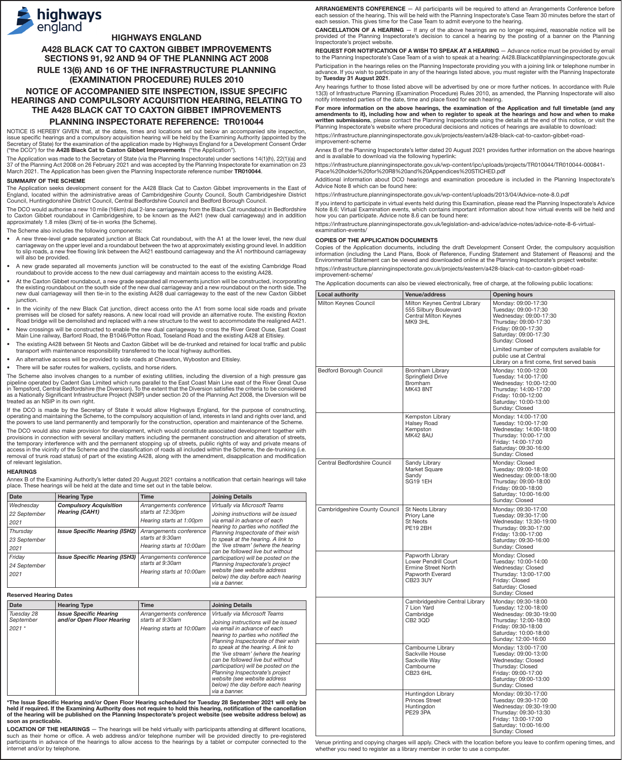highways england

# HIGHWAYS ENGLAND

## A428 BLACK CAT TO CAXTON GIBBET IMPROVEMENTS SECTIONS 91, 92 AND 94 OF THE PLANNING ACT 2008

## RULE 13(6) AND 16 OF THE INFRASTRUCTURE PLANNING (EXAMINATION PROCEDURE) RULES 2010

## NOTICE OF ACCOMPANIED SITE INSPECTION, ISSUE SPECIFIC HEARINGS AND COMPULSORY ACQUISITION HEARING, RELATING TO THE A428 BLACK CAT TO CAXTON GIBBET IMPROVEMENTS

## PLANNING INSPECTORATE REFERENCE: TR010044

NOTICE IS HEREBY GIVEN that, at the dates, times and locations set out below an accompanied site inspection, issue specific hearings and a compulsory acquisition hearing will be held by the Examining Authority (appointed by the Secretary of State) for the examination of the application made by Highways England for a Development Consent Order ("the DCO") for the **A428 Black Cat to Caxton Gibbet Improvements** ("the Application").

The Application was made to the Secretary of State (via the Planning Inspectorate) under sections 14(1)(h), 22(1)(a) and 37 of the Planning Act 2008 on 26 February 2021 and was accepted by the Planning Inspectorate for examination on 23 March 2021. The Application has been given the Planning Inspectorate reference number **TR010044**.

### SUMMARY OF THE SCHEME

The Application seeks development consent for the A428 Black Cat to Caxton Gibbet improvements in the East of England, located within the administrative areas of Cambridgeshire County Council, South Cambridgeshire District Council, Huntingdonshire District Council, Central Bedfordshire Council and Bedford Borough Council.

The DCO would authorise a new 10 mile (16km) dual 2-lane carriageway from the Black Cat roundabout in Bedfordshire to Caxton Gibbet roundabout in Cambridgeshire, to be known as the A421 (new dual carriageway) and in addition approximately 1.8 miles (3km) of tie-in works (the Scheme).

The Scheme includes the following components:

- A new three-level grade separated junction at Black Cat roundabout, with the A1 at the lower level, the new dual carriageway on the upper level and a roundabout between the two at approximately existing ground level. In addition to slip roads, a new free flowing link between the A421 eastbound carriageway and the A1 northbound carriageway will also be provided.
- A new grade separated all movements junction will be constructed to the east of the existing Cambridge Road roundabout to provide access to the new dual carriageway and maintain access to the existing A428.
- At the Caxton Gibbet roundabout, a new grade separated all movements junction will be constructed, incorporating the existing roundabout on the south side of the new dual carriageway and a new roundabout on the north side. The new dual carriageway will then tie-in to the existing A428 dual carriageway to the east of the new Caxton Gibbet junction.
- In the vicinity of the new Black Cat junction, direct access onto the A1 from some local side roads and private premises will be closed for safety reasons. A new local road will provide an alternative route. The existing Roxton Road bridge will be demolished and replaced with a new structure to the west to accommodate the realigned A421.
- New crossings will be constructed to enable the new dual carriageway to cross the River Great Ouse, East Coast Main Line railway, Barford Road, the B1046/Potton Road, Toseland Road and the existing A428 at Eltisley.
- The existing A428 between St Neots and Caxton Gibbet will be de-trunked and retained for local traffic and public transport with maintenance responsibility transferred to the local highway authorities.
- An alternative access will be provided to side roads at Chawston, Wyboston and Eltisley.
- There will be safer routes for walkers, cyclists, and horse riders.

The Scheme also involves changes to a number of existing utilities, including the diversion of a high pressure gas pipeline operated by Cadent Gas Limited which runs parallel to the East Coast Main Line east of the River Great Ouse in Tempsford, Central Bedfordshire (the Diversion). To the extent that the Diversion satisfies the criteria to be considered as a Nationally Significant Infrastructure Project (NSIP) under section 20 of the Planning Act 2008, the Diversion will be treated as an NSIP in its own right.

If the DCO is made by the Secretary of State it would allow Highways England, for the purpose of constructing, operating and maintaining the Scheme, to the compulsory acquisition of land, interests in land and rights over land, and the powers to use land permanently and temporarily for the construction, operation and maintenance of the Scheme.

The DCO would also make provision for development, which would constitute associated development together with provisions in connection with several ancillary matters including the permanent construction and alteration of streets, the temporary interference with and the permanent stopping up of streets, public rights of way and private means of access in the vicinity of the Scheme and the classification of roads all included within the Scheme, the de-trunking (i.e. removal of trunk road status) of part of the existing A428, along with the amendment, disapplication and modification of relevant legislation.

### HEARINGS

Annex B of the Examining Authority's letter dated 20 August 2021 contains a notification that certain hearings will take place. These hearings will be held at the date and time set out in the table below.

| Date | Hearing Type | Time | Joining Details |
|---|---|---|---|
| *Wednesday 22 September 2021* | ***Compulsory Acquisition Hearing (CAH1)*** | *Arrangements conference starts at 12:30pm*<br>*Hearing starts at 1:00pm* | *Virtually via Microsoft Teams*<br>*Joining instructions will be issued via email in advance of each hearing to parties who notified the Planning Inspectorate of their wish to speak at the hearing. A link to the 'live stream' (where the hearing can be followed live but without participation) will be posted on the Planning Inspectorate's project website (see website address below) the day before each hearing via a banner.* |
| *Thursday 23 September 2021* | ***Issue Specific Hearing (ISH2)*** | *Arrangements conference starts at 9:30am*<br>*Hearing starts at 10:00am* | |
| *Friday 24 September 2021* | ***Issue Specific Hearing (ISH3)*** | *Arrangements conference starts at 9:30am*<br>*Hearing starts at 10:00am* | |

### Reserved Hearing Dates

| Date | Hearing Type | Time | Joining Details |
|---|---|---|---|
| *Tuesday 28 September 2021 \** | ***Issue Specific Hearing and/or Open Floor Hearing*** | *Arrangements conference starts at 9:30am*<br>*Hearing starts at 10:00am* | *Virtually via Microsoft Teams*<br>*Joining instructions will be issued via email in advance of each hearing to parties who notified the Planning Inspectorate of their wish to speak at the hearing. A link to the 'live stream' (where the hearing can be followed live but without participation) will be posted on the Planning Inspectorate's project website (see website address below) the day before each hearing via a banner.* |

**\*The Issue Specific Hearing and/or Open Floor Hearing scheduled for Tuesday 28 September 2021 will only be held if required. If the Examining Authority does not require to hold this hearing, notification of the cancellation of the hearing will be published on the Planning Inspectorate's project website (see website address below) as soon as practicable.**

**LOCATION OF THE HEARINGS** — The hearings will be held virtually with participants attending at different locations, such as their home or office. A web address and/or telephone number will be provided directly to pre-registered participants in advance of the hearings to allow access to the hearings by a tablet or computer connected to the internet and/or by telephone.

**ARRANGEMENTS CONFERENCE** — All participants will be required to attend an Arrangements Conference before each session of the hearing. This will be held with the Planning Inspectorate's Case Team 30 minutes before the start of each session. This gives time for the Case Team to admit everyone to the hearing.

**CANCELLATION OF A HEARING** — If any of the above hearings are no longer required, reasonable notice will be provided of the Planning Inspectorate's decision to cancel a hearing by the posting of a banner on the Planning Inspectorate's project website.

**REQUEST FOR NOTIFICATION OF A WISH TO SPEAK AT A HEARING** — Advance notice must be provided by email to the Planning Inspectorate's Case Team of a wish to speak at a hearing: A428.Blackcat@planninginspectorate.gov.uk

Participation in the hearings relies on the Planning Inspectorate providing you with a joining link or telephone number in advance. If you wish to participate in any of the hearings listed above, you must register with the Planning Inspectorate by **Tuesday 31 August 2021**.

Any hearings further to those listed above will be advertised by one or more further notices. In accordance with Rule 13(3) of Infrastructure Planning (Examination Procedure) Rules 2010, as amended, the Planning Inspectorate will also notify interested parties of the date, time and place fixed for each hearing.

**For more information on the above hearings, the examination of the Application and full timetable (and any amendments to it), including how and when to register to speak at the hearings and how and when to make written submissions**, please contact the Planning Inspectorate using the details at the end of this notice, or visit the Planning Inspectorate's website where procedural decisions and notices of hearings are available to download:

https://infrastructure.planninginspectorate.gov.uk/projects/eastern/a428-black-cat-to-caxton-gibbet-road-improvement-scheme

Annex B of the Planning Inspectorate's letter dated 20 August 2021 provides further information on the above hearings and is available to download via the following hyperlink:

https://infrastructure.planninginspectorate.gov.uk/wp-content/ipc/uploads/projects/TR010044/TR010044-000841-Place%20holder%20for%20R8%20and%20Appendices%20STICHED.pdf

Additional information about DCO hearings and examination procedure is included in the Planning Inspectorate's Advice Note 8 which can be found here:

https://infrastructure.planninginspectorate.gov.uk/wp-content/uploads/2013/04/Advice-note-8.0.pdf

If you intend to participate in virtual events held during this Examination, please read the Planning Inspectorate's Advice Note 8.6: Virtual Examination events, which contains important information about how virtual events will be held and how you can participate. Advice note 8.6 can be found here:

https://infrastructure.planninginspectorate.gov.uk/legislation-and-advice/advice-notes/advice-note-8-6-virtual-examination-events/

### COPIES OF THE APPLICATION DOCUMENTS

Copies of the Application documents, including the draft Development Consent Order, the compulsory acquisition information (including the Land Plans, Book of Reference, Funding Statement and Statement of Reasons) and the Environmental Statement can be viewed and downloaded online at the Planning Inspectorate's project website:

https://infrastructure.planninginspectorate.gov.uk/projects/eastern/a428-black-cat-to-caxton-gibbet-road-improvement-scheme/

The Application documents can also be viewed electronically, free of charge, at the following public locations:

| Local authority | Venue/address | Opening hours |
|---|---|---|
| Milton Keynes Council | Milton Keynes Central Library<br>555 Silbury Boulevard<br>Central Milton Keynes<br>MK9 3HL | Monday: 09:00-17:30<br>Tuesday: 09:00-17:30<br>Wednesday: 09:00-17:30<br>Thursday: 09:00-17:30<br>Friday: 09:00-17:30<br>Saturday: 09:00-17:30<br>Sunday: Closed<br>Limited number of computers available for public use at Central Library on a first come, first served basis |
| Bedford Borough Council | Bromham Library<br>Springfield Drive<br>Bromham<br>MK43 8NT | Monday: 10:00-12:00<br>Tuesday: 14:00-17:00<br>Wednesday: 10:00-12:00<br>Thursday: 14:00-17:00<br>Friday: 10:00-12:00<br>Saturday: 10:00-13:00<br>Sunday: Closed |
| | Kempston Library<br>Halsey Road<br>Kempston<br>MK42 8AU | Monday: 14:00-17:00<br>Tuesday: 10:00-17:00<br>Wednesday: 14:00-18:00<br>Thursday: 10:00-17:00<br>Friday: 14:00-17:00<br>Saturday: 09:30-16:00<br>Sunday: Closed |
| Central Bedfordshire Council | Sandy Library<br>Market Square<br>Sandy<br>SG19 1EH | Monday: Closed<br>Tuesday: 09:00-18:00<br>Wednesday: 09:00-18:00<br>Thursday: 09:00-18:00<br>Friday: 09:00-18:00<br>Saturday: 10:00-16:00<br>Sunday: Closed |
| Cambridgeshire County Council | St Neots Library<br>Priory Lane<br>St Neots<br>PE19 2BH | Monday: 09:30-17:00<br>Tuesday: 09:30-17:00<br>Wednesday: 13:30-19:00<br>Thursday: 09:30-17:00<br>Friday: 13:00-17:00<br>Saturday: 09:30-16:00<br>Sunday: Closed |
| | Papworth Library<br>Lower Pendrill Court<br>Ermine Street North<br>Papworth Everard<br>CB23 3UY | Monday: Closed<br>Tuesday: 10:00-14:00<br>Wednesday: Closed<br>Thursday: 13:00-17:00<br>Friday: Closed<br>Saturday: Closed<br>Sunday: Closed |
| | Cambridgeshire Central Library<br>7 Lion Yard<br>Cambridge<br>CB2 3QD | Monday: 09:30-18:00<br>Tuesday: 12:00-18:00<br>Wednesday: 09:30-19:00<br>Thursday: 12:00-18:00<br>Friday: 09:30-18:00<br>Saturday: 10:00-18:00<br>Sunday: 12:00-16:00 |
| | Cambourne Library<br>Sackville House<br>Sackville Way<br>Cambourne<br>CB23 6HL | Monday: 13:00-17:00<br>Tuesday: 09:00-13:00<br>Wednesday: Closed<br>Thursday: Closed<br>Friday: 09:00-17:00<br>Saturday: 09:00-13:00<br>Sunday: Closed |
| | Huntingdon Library<br>Princes Street<br>Huntingdon<br>PE29 3PA | Monday: 09:30-17:00<br>Tuesday: 09:30-17:00<br>Wednesday: 09:30-19:00<br>Thursday: 09:30-13:30<br>Friday: 13:00-17:00<br>Saturday: 10:00-16:00<br>Sunday: Closed |

Venue printing and copying charges will apply. Check with the location before you leave to confirm opening times, and whether you need to register as a library member in order to use a computer.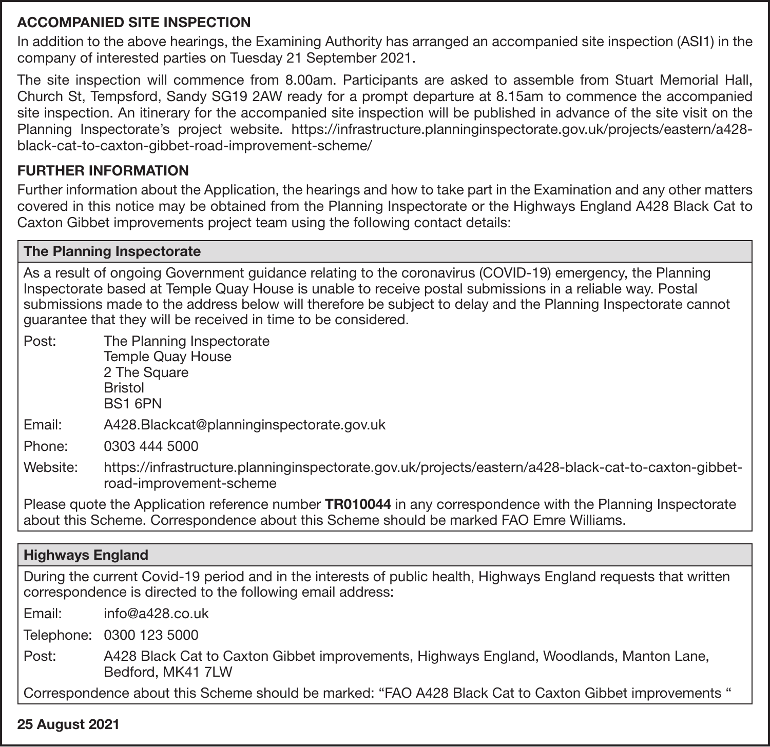**ACCOMPANIED SITE INSPECTION**

In addition to the above hearings, the Examining Authority has arranged an accompanied site inspection (ASI1) in the company of interested parties on Tuesday 21 September 2021.

The site inspection will commence from 8.00am. Participants are asked to assemble from Stuart Memorial Hall, Church St, Tempsford, Sandy SG19 2AW ready for a prompt departure at 8.15am to commence the accompanied site inspection. An itinerary for the accompanied site inspection will be published in advance of the site visit on the Planning Inspectorate's project website. https://infrastructure.planninginspectorate.gov.uk/projects/eastern/a428-black-cat-to-caxton-gibbet-road-improvement-scheme/

**FURTHER INFORMATION**

Further information about the Application, the hearings and how to take part in the Examination and any other matters covered in this notice may be obtained from the Planning Inspectorate or the Highways England A428 Black Cat to Caxton Gibbet improvements project team using the following contact details:

**The Planning Inspectorate**

As a result of ongoing Government guidance relating to the coronavirus (COVID-19) emergency, the Planning Inspectorate based at Temple Quay House is unable to receive postal submissions in a reliable way. Postal submissions made to the address below will therefore be subject to delay and the Planning Inspectorate cannot guarantee that they will be received in time to be considered.

Post: The Planning Inspectorate
Temple Quay House
2 The Square
Bristol
BS1 6PN

Email: A428.Blackcat@planninginspectorate.gov.uk

Phone: 0303 444 5000

Website: https://infrastructure.planninginspectorate.gov.uk/projects/eastern/a428-black-cat-to-caxton-gibbet-road-improvement-scheme

Please quote the Application reference number **TR010044** in any correspondence with the Planning Inspectorate about this Scheme. Correspondence about this Scheme should be marked FAO Emre Williams.

**Highways England**

During the current Covid-19 period and in the interests of public health, Highways England requests that written correspondence is directed to the following email address:

Email: info@a428.co.uk

Telephone: 0300 123 5000

Post: A428 Black Cat to Caxton Gibbet improvements, Highways England, Woodlands, Manton Lane, Bedford, MK41 7LW

Correspondence about this Scheme should be marked: "FAO A428 Black Cat to Caxton Gibbet improvements "

**25 August 2021**